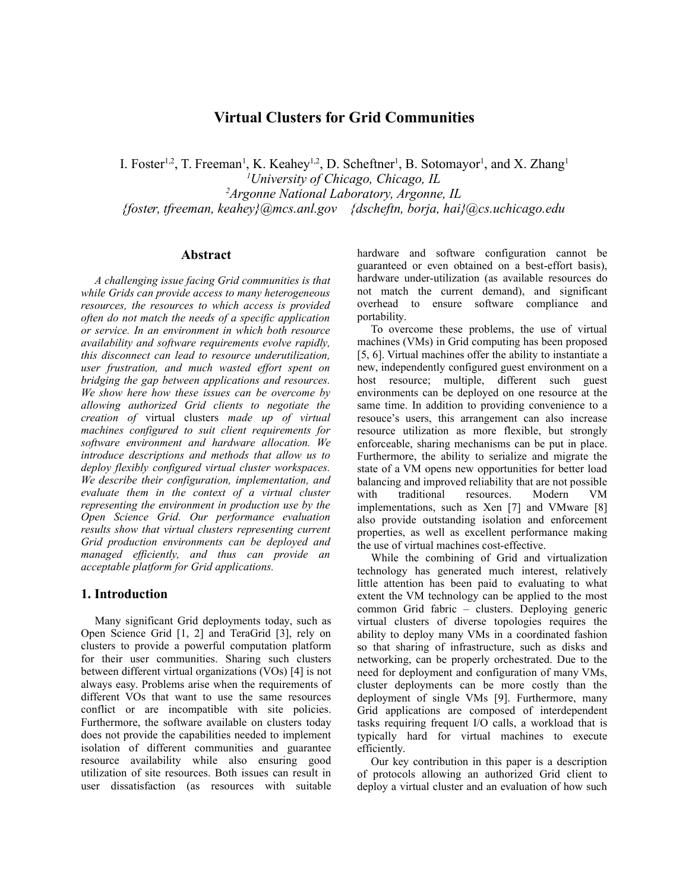# Virtual Clusters for Grid Communities

I. Foster[1,2], T. Freeman[1], K. Keahey[1,2], D. Scheftner[1], B. Sotomayor[1], and X. Zhang[1]

[1]*University of Chicago, Chicago, IL*

[2]*Argonne National Laboratory, Argonne, IL*

*{foster, tfreeman, keahey}@mcs.anl.gov {dscheftn, borja, hai}@cs.uchicago.edu*

## Abstract

*A challenging issue facing Grid communities is that while Grids can provide access to many heterogeneous resources, the resources to which access is provided often do not match the needs of a specific application or service. In an environment in which both resource availability and software requirements evolve rapidly, this disconnect can lead to resource underutilization, user frustration, and much wasted effort spent on bridging the gap between applications and resources. We show here how these issues can be overcome by allowing authorized Grid clients to negotiate the creation of* virtual clusters *made up of virtual machines configured to suit client requirements for software environment and hardware allocation. We introduce descriptions and methods that allow us to deploy flexibly configured virtual cluster workspaces. We describe their configuration, implementation, and evaluate them in the context of a virtual cluster representing the environment in production use by the Open Science Grid. Our performance evaluation results show that virtual clusters representing current Grid production environments can be deployed and managed efficiently, and thus can provide an acceptable platform for Grid applications.*

## 1. Introduction

Many significant Grid deployments today, such as Open Science Grid [1, 2] and TeraGrid [3], rely on clusters to provide a powerful computation platform for their user communities. Sharing such clusters between different virtual organizations (VOs) [4] is not always easy. Problems arise when the requirements of different VOs that want to use the same resources conflict or are incompatible with site policies. Furthermore, the software available on clusters today does not provide the capabilities needed to implement isolation of different communities and guarantee resource availability while also ensuring good utilization of site resources. Both issues can result in user dissatisfaction (as resources with suitable hardware and software configuration cannot be guaranteed or even obtained on a best-effort basis), hardware under-utilization (as available resources do not match the current demand), and significant overhead to ensure software compliance and portability.

To overcome these problems, the use of virtual machines (VMs) in Grid computing has been proposed [5, 6]. Virtual machines offer the ability to instantiate a new, independently configured guest environment on a host resource; multiple, different such guest environments can be deployed on one resource at the same time. In addition to providing convenience to a resouce's users, this arrangement can also increase resource utilization as more flexible, but strongly enforceable, sharing mechanisms can be put in place. Furthermore, the ability to serialize and migrate the state of a VM opens new opportunities for better load balancing and improved reliability that are not possible with traditional resources. Modern VM implementations, such as Xen [7] and VMware [8] also provide outstanding isolation and enforcement properties, as well as excellent performance making the use of virtual machines cost-effective.

While the combining of Grid and virtualization technology has generated much interest, relatively little attention has been paid to evaluating to what extent the VM technology can be applied to the most common Grid fabric – clusters. Deploying generic virtual clusters of diverse topologies requires the ability to deploy many VMs in a coordinated fashion so that sharing of infrastructure, such as disks and networking, can be properly orchestrated. Due to the need for deployment and configuration of many VMs, cluster deployments can be more costly than the deployment of single VMs [9]. Furthermore, many Grid applications are composed of interdependent tasks requiring frequent I/O calls, a workload that is typically hard for virtual machines to execute efficiently.

Our key contribution in this paper is a description of protocols allowing an authorized Grid client to deploy a virtual cluster and an evaluation of how such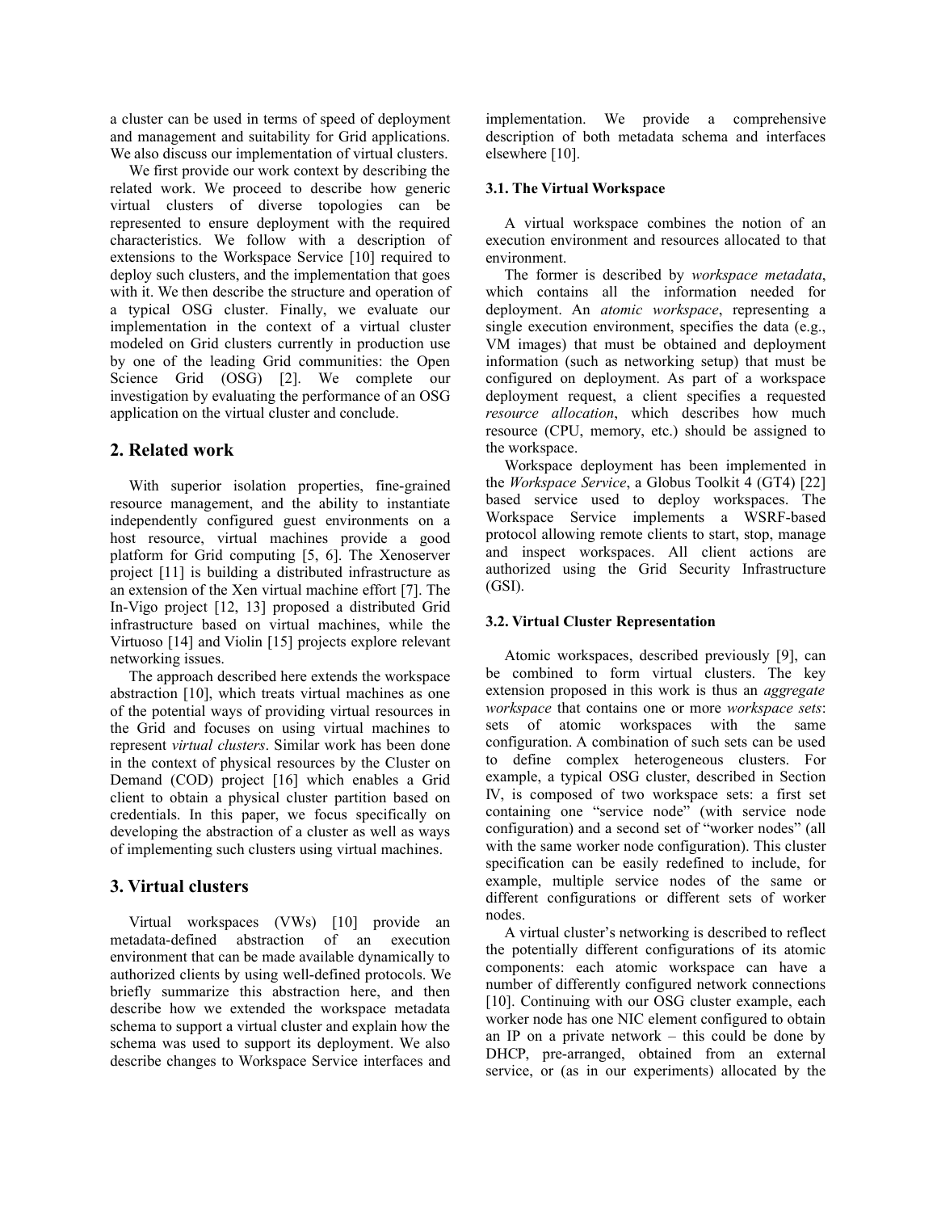a cluster can be used in terms of speed of deployment and management and suitability for Grid applications. We also discuss our implementation of virtual clusters.

We first provide our work context by describing the related work. We proceed to describe how generic virtual clusters of diverse topologies can be represented to ensure deployment with the required characteristics. We follow with a description of extensions to the Workspace Service [10] required to deploy such clusters, and the implementation that goes with it. We then describe the structure and operation of a typical OSG cluster. Finally, we evaluate our implementation in the context of a virtual cluster modeled on Grid clusters currently in production use by one of the leading Grid communities: the Open Science Grid (OSG) [2]. We complete our investigation by evaluating the performance of an OSG application on the virtual cluster and conclude.

## 2. Related work

With superior isolation properties, fine-grained resource management, and the ability to instantiate independently configured guest environments on a host resource, virtual machines provide a good platform for Grid computing [5, 6]. The Xenoserver project [11] is building a distributed infrastructure as an extension of the Xen virtual machine effort [7]. The In-Vigo project [12, 13] proposed a distributed Grid infrastructure based on virtual machines, while the Virtuoso [14] and Violin [15] projects explore relevant networking issues.

The approach described here extends the workspace abstraction [10], which treats virtual machines as one of the potential ways of providing virtual resources in the Grid and focuses on using virtual machines to represent *virtual clusters*. Similar work has been done in the context of physical resources by the Cluster on Demand (COD) project [16] which enables a Grid client to obtain a physical cluster partition based on credentials. In this paper, we focus specifically on developing the abstraction of a cluster as well as ways of implementing such clusters using virtual machines.

## 3. Virtual clusters

Virtual workspaces (VWs) [10] provide an metadata-defined abstraction of an execution environment that can be made available dynamically to authorized clients by using well-defined protocols. We briefly summarize this abstraction here, and then describe how we extended the workspace metadata schema to support a virtual cluster and explain how the schema was used to support its deployment. We also describe changes to Workspace Service interfaces and implementation. We provide a comprehensive description of both metadata schema and interfaces elsewhere [10].

### 3.1. The Virtual Workspace

A virtual workspace combines the notion of an execution environment and resources allocated to that environment.

The former is described by *workspace metadata*, which contains all the information needed for deployment. An *atomic workspace*, representing a single execution environment, specifies the data (e.g., VM images) that must be obtained and deployment information (such as networking setup) that must be configured on deployment. As part of a workspace deployment request, a client specifies a requested *resource allocation*, which describes how much resource (CPU, memory, etc.) should be assigned to the workspace.

Workspace deployment has been implemented in the *Workspace Service*, a Globus Toolkit 4 (GT4) [22] based service used to deploy workspaces. The Workspace Service implements a WSRF-based protocol allowing remote clients to start, stop, manage and inspect workspaces. All client actions are authorized using the Grid Security Infrastructure (GSI).

### 3.2. Virtual Cluster Representation

Atomic workspaces, described previously [9], can be combined to form virtual clusters. The key extension proposed in this work is thus an *aggregate workspace* that contains one or more *workspace sets*: sets of atomic workspaces with the same configuration. A combination of such sets can be used to define complex heterogeneous clusters. For example, a typical OSG cluster, described in Section IV, is composed of two workspace sets: a first set containing one "service node" (with service node configuration) and a second set of "worker nodes" (all with the same worker node configuration). This cluster specification can be easily redefined to include, for example, multiple service nodes of the same or different configurations or different sets of worker nodes.

A virtual cluster's networking is described to reflect the potentially different configurations of its atomic components: each atomic workspace can have a number of differently configured network connections [10]. Continuing with our OSG cluster example, each worker node has one NIC element configured to obtain an IP on a private network – this could be done by DHCP, pre-arranged, obtained from an external service, or (as in our experiments) allocated by the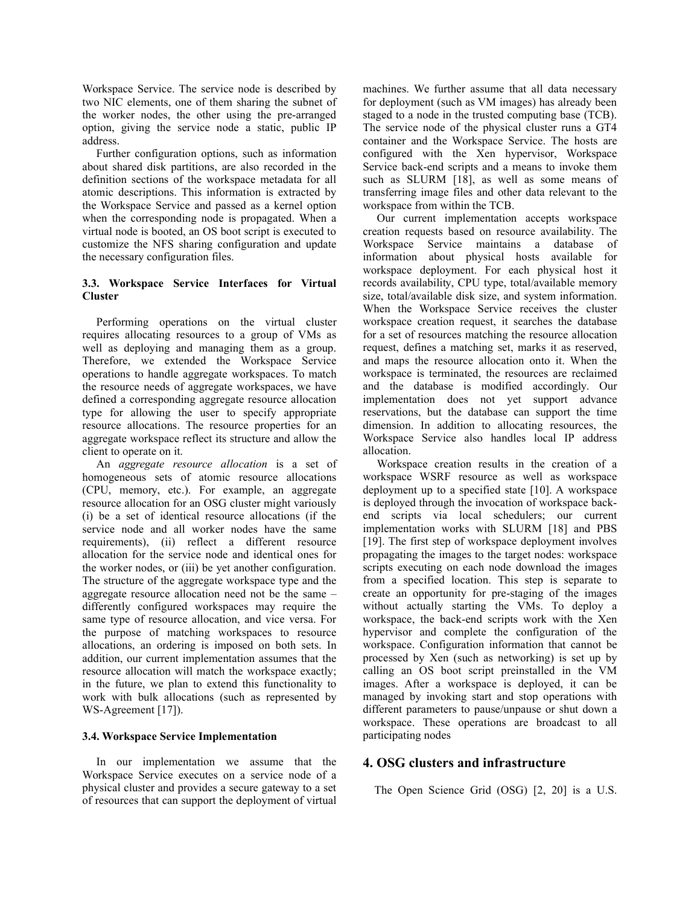Workspace Service. The service node is described by two NIC elements, one of them sharing the subnet of the worker nodes, the other using the pre-arranged option, giving the service node a static, public IP address.

Further configuration options, such as information about shared disk partitions, are also recorded in the definition sections of the workspace metadata for all atomic descriptions. This information is extracted by the Workspace Service and passed as a kernel option when the corresponding node is propagated. When a virtual node is booted, an OS boot script is executed to customize the NFS sharing configuration and update the necessary configuration files.

### 3.3. Workspace Service Interfaces for Virtual Cluster

Performing operations on the virtual cluster requires allocating resources to a group of VMs as well as deploying and managing them as a group. Therefore, we extended the Workspace Service operations to handle aggregate workspaces. To match the resource needs of aggregate workspaces, we have defined a corresponding aggregate resource allocation type for allowing the user to specify appropriate resource allocations. The resource properties for an aggregate workspace reflect its structure and allow the client to operate on it.

An *aggregate resource allocation* is a set of homogeneous sets of atomic resource allocations (CPU, memory, etc.). For example, an aggregate resource allocation for an OSG cluster might variously (i) be a set of identical resource allocations (if the service node and all worker nodes have the same requirements), (ii) reflect a different resource allocation for the service node and identical ones for the worker nodes, or (iii) be yet another configuration. The structure of the aggregate workspace type and the aggregate resource allocation need not be the same – differently configured workspaces may require the same type of resource allocation, and vice versa. For the purpose of matching workspaces to resource allocations, an ordering is imposed on both sets. In addition, our current implementation assumes that the resource allocation will match the workspace exactly; in the future, we plan to extend this functionality to work with bulk allocations (such as represented by WS-Agreement [17]).

### 3.4. Workspace Service Implementation

In our implementation we assume that the Workspace Service executes on a service node of a physical cluster and provides a secure gateway to a set of resources that can support the deployment of virtual machines. We further assume that all data necessary for deployment (such as VM images) has already been staged to a node in the trusted computing base (TCB). The service node of the physical cluster runs a GT4 container and the Workspace Service. The hosts are configured with the Xen hypervisor, Workspace Service back-end scripts and a means to invoke them such as SLURM [18], as well as some means of transferring image files and other data relevant to the workspace from within the TCB.

Our current implementation accepts workspace creation requests based on resource availability. The Workspace Service maintains a database of information about physical hosts available for workspace deployment. For each physical host it records availability, CPU type, total/available memory size, total/available disk size, and system information. When the Workspace Service receives the cluster workspace creation request, it searches the database for a set of resources matching the resource allocation request, defines a matching set, marks it as reserved, and maps the resource allocation onto it. When the workspace is terminated, the resources are reclaimed and the database is modified accordingly. Our implementation does not yet support advance reservations, but the database can support the time dimension. In addition to allocating resources, the Workspace Service also handles local IP address allocation.

Workspace creation results in the creation of a workspace WSRF resource as well as workspace deployment up to a specified state [10]. A workspace is deployed through the invocation of workspace back-end scripts via local schedulers; our current implementation works with SLURM [18] and PBS [19]. The first step of workspace deployment involves propagating the images to the target nodes: workspace scripts executing on each node download the images from a specified location. This step is separate to create an opportunity for pre-staging of the images without actually starting the VMs. To deploy a workspace, the back-end scripts work with the Xen hypervisor and complete the configuration of the workspace. Configuration information that cannot be processed by Xen (such as networking) is set up by calling an OS boot script preinstalled in the VM images. After a workspace is deployed, it can be managed by invoking start and stop operations with different parameters to pause/unpause or shut down a workspace. These operations are broadcast to all participating nodes

## 4. OSG clusters and infrastructure

The Open Science Grid (OSG) [2, 20] is a U.S.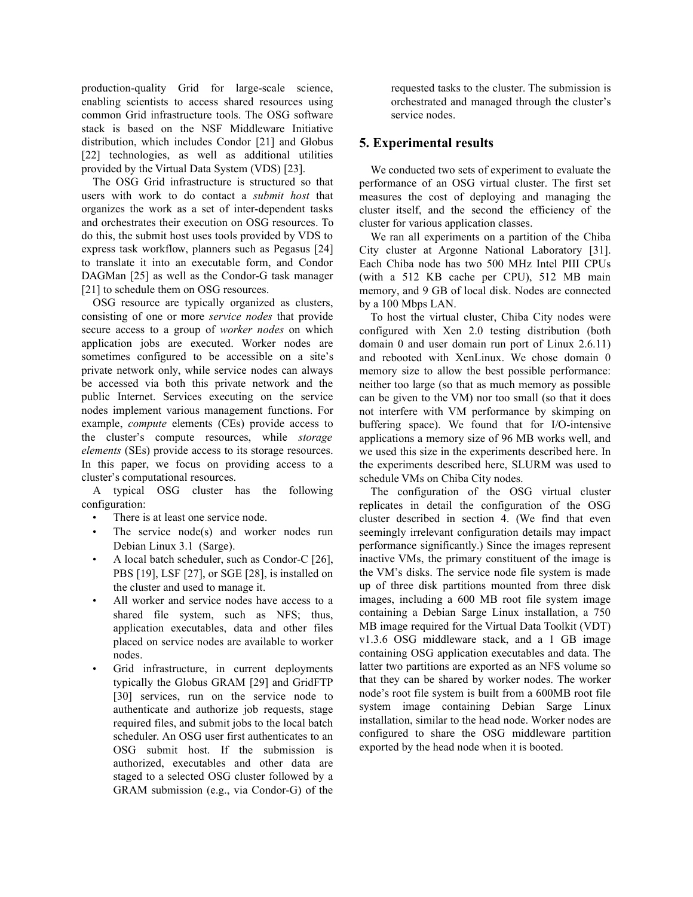production-quality Grid for large-scale science, enabling scientists to access shared resources using common Grid infrastructure tools. The OSG software stack is based on the NSF Middleware Initiative distribution, which includes Condor [21] and Globus [22] technologies, as well as additional utilities provided by the Virtual Data System (VDS) [23].

The OSG Grid infrastructure is structured so that users with work to do contact a *submit host* that organizes the work as a set of inter-dependent tasks and orchestrates their execution on OSG resources. To do this, the submit host uses tools provided by VDS to express task workflow, planners such as Pegasus [24] to translate it into an executable form, and Condor DAGMan [25] as well as the Condor-G task manager [21] to schedule them on OSG resources.

OSG resource are typically organized as clusters, consisting of one or more *service nodes* that provide secure access to a group of *worker nodes* on which application jobs are executed. Worker nodes are sometimes configured to be accessible on a site's private network only, while service nodes can always be accessed via both this private network and the public Internet. Services executing on the service nodes implement various management functions. For example, *compute* elements (CEs) provide access to the cluster's compute resources, while *storage elements* (SEs) provide access to its storage resources. In this paper, we focus on providing access to a cluster's computational resources.

A typical OSG cluster has the following configuration:

- There is at least one service node.
- The service node(s) and worker nodes run Debian Linux 3.1 (Sarge).
- A local batch scheduler, such as Condor-C [26], PBS [19], LSF [27], or SGE [28], is installed on the cluster and used to manage it.
- All worker and service nodes have access to a shared file system, such as NFS; thus, application executables, data and other files placed on service nodes are available to worker nodes.
- Grid infrastructure, in current deployments typically the Globus GRAM [29] and GridFTP [30] services, run on the service node to authenticate and authorize job requests, stage required files, and submit jobs to the local batch scheduler. An OSG user first authenticates to an OSG submit host. If the submission is authorized, executables and other data are staged to a selected OSG cluster followed by a GRAM submission (e.g., via Condor-G) of the requested tasks to the cluster. The submission is orchestrated and managed through the cluster's service nodes.

## 5. Experimental results

We conducted two sets of experiment to evaluate the performance of an OSG virtual cluster. The first set measures the cost of deploying and managing the cluster itself, and the second the efficiency of the cluster for various application classes.

We ran all experiments on a partition of the Chiba City cluster at Argonne National Laboratory [31]. Each Chiba node has two 500 MHz Intel PIII CPUs (with a 512 KB cache per CPU), 512 MB main memory, and 9 GB of local disk. Nodes are connected by a 100 Mbps LAN.

To host the virtual cluster, Chiba City nodes were configured with Xen 2.0 testing distribution (both domain 0 and user domain run port of Linux 2.6.11) and rebooted with XenLinux. We chose domain 0 memory size to allow the best possible performance: neither too large (so that as much memory as possible can be given to the VM) nor too small (so that it does not interfere with VM performance by skimping on buffering space). We found that for I/O-intensive applications a memory size of 96 MB works well, and we used this size in the experiments described here. In the experiments described here, SLURM was used to schedule VMs on Chiba City nodes.

The configuration of the OSG virtual cluster replicates in detail the configuration of the OSG cluster described in section 4. (We find that even seemingly irrelevant configuration details may impact performance significantly.) Since the images represent inactive VMs, the primary constituent of the image is the VM's disks. The service node file system is made up of three disk partitions mounted from three disk images, including a 600 MB root file system image containing a Debian Sarge Linux installation, a 750 MB image required for the Virtual Data Toolkit (VDT) v1.3.6 OSG middleware stack, and a 1 GB image containing OSG application executables and data. The latter two partitions are exported as an NFS volume so that they can be shared by worker nodes. The worker node's root file system is built from a 600MB root file system image containing Debian Sarge Linux installation, similar to the head node. Worker nodes are configured to share the OSG middleware partition exported by the head node when it is booted.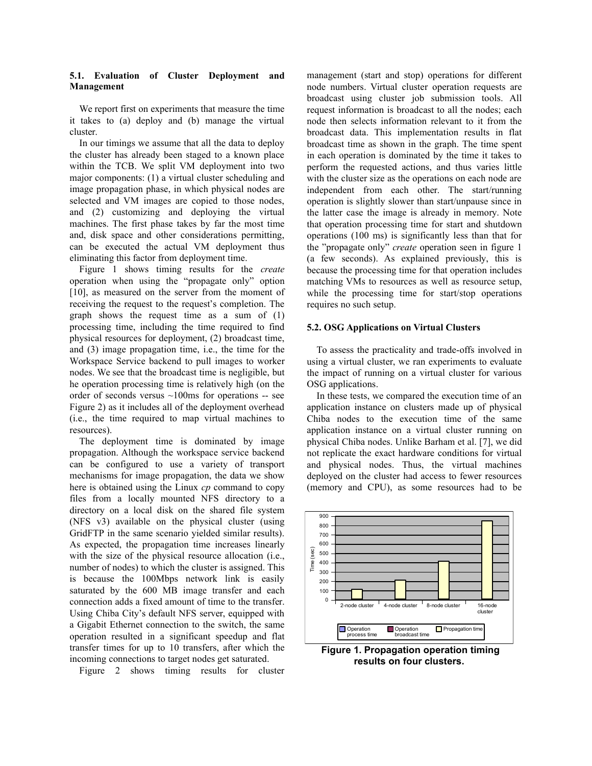### 5.1. Evaluation of Cluster Deployment and Management

We report first on experiments that measure the time it takes to (a) deploy and (b) manage the virtual cluster.

In our timings we assume that all the data to deploy the cluster has already been staged to a known place within the TCB. We split VM deployment into two major components: (1) a virtual cluster scheduling and image propagation phase, in which physical nodes are selected and VM images are copied to those nodes, and (2) customizing and deploying the virtual machines. The first phase takes by far the most time and, disk space and other considerations permitting, can be executed the actual VM deployment thus eliminating this factor from deployment time.

Figure 1 shows timing results for the *create* operation when using the "propagate only" option [10], as measured on the server from the moment of receiving the request to the request's completion. The graph shows the request time as a sum of (1) processing time, including the time required to find physical resources for deployment, (2) broadcast time, and (3) image propagation time, i.e., the time for the Workspace Service backend to pull images to worker nodes. We see that the broadcast time is negligible, but he operation processing time is relatively high (on the order of seconds versus ~100ms for operations -- see Figure 2) as it includes all of the deployment overhead (i.e., the time required to map virtual machines to resources).

The deployment time is dominated by image propagation. Although the workspace service backend can be configured to use a variety of transport mechanisms for image propagation, the data we show here is obtained using the Linux *cp* command to copy files from a locally mounted NFS directory to a directory on a local disk on the shared file system (NFS v3) available on the physical cluster (using GridFTP in the same scenario yielded similar results). As expected, the propagation time increases linearly with the size of the physical resource allocation (i.e., number of nodes) to which the cluster is assigned. This is because the 100Mbps network link is easily saturated by the 600 MB image transfer and each connection adds a fixed amount of time to the transfer. Using Chiba City's default NFS server, equipped with a Gigabit Ethernet connection to the switch, the same operation resulted in a significant speedup and flat transfer times for up to 10 transfers, after which the incoming connections to target nodes get saturated.

Figure 2 shows timing results for cluster management (start and stop) operations for different node numbers. Virtual cluster operation requests are broadcast using cluster job submission tools. All request information is broadcast to all the nodes; each node then selects information relevant to it from the broadcast data. This implementation results in flat broadcast time as shown in the graph. The time spent in each operation is dominated by the time it takes to perform the requested actions, and thus varies little with the cluster size as the operations on each node are independent from each other. The start/running operation is slightly slower than start/unpause since in the latter case the image is already in memory. Note that operation processing time for start and shutdown operations (100 ms) is significantly less than that for the "propagate only" *create* operation seen in figure 1 (a few seconds). As explained previously, this is because the processing time for that operation includes matching VMs to resources as well as resource setup, while the processing time for start/stop operations requires no such setup.

### 5.2. OSG Applications on Virtual Clusters

To assess the practicality and trade-offs involved in using a virtual cluster, we ran experiments to evaluate the impact of running on a virtual cluster for various OSG applications.

In these tests, we compared the execution time of an application instance on clusters made up of physical Chiba nodes to the execution time of the same application instance on a virtual cluster running on physical Chiba nodes. Unlike Barham et al. [7], we did not replicate the exact hardware conditions for virtual and physical nodes. Thus, the virtual machines deployed on the cluster had access to fewer resources (memory and CPU), as some resources had to be

**Figure 1. Propagation operation timing results on four clusters.**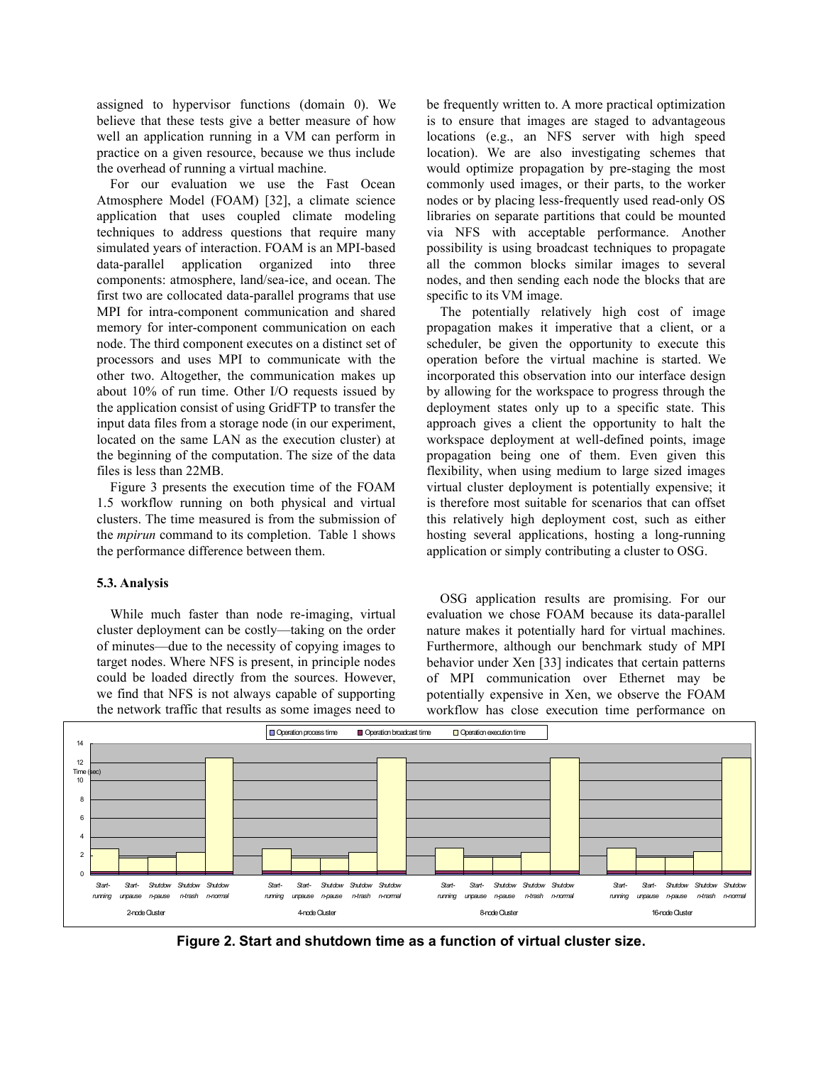assigned to hypervisor functions (domain 0). We believe that these tests give a better measure of how well an application running in a VM can perform in practice on a given resource, because we thus include the overhead of running a virtual machine.

For our evaluation we use the Fast Ocean Atmosphere Model (FOAM) [32], a climate science application that uses coupled climate modeling techniques to address questions that require many simulated years of interaction. FOAM is an MPI-based data-parallel application organized into three components: atmosphere, land/sea-ice, and ocean. The first two are collocated data-parallel programs that use MPI for intra-component communication and shared memory for inter-component communication on each node. The third component executes on a distinct set of processors and uses MPI to communicate with the other two. Altogether, the communication makes up about 10% of run time. Other I/O requests issued by the application consist of using GridFTP to transfer the input data files from a storage node (in our experiment, located on the same LAN as the execution cluster) at the beginning of the computation. The size of the data files is less than 22MB.

Figure 3 presents the execution time of the FOAM 1.5 workflow running on both physical and virtual clusters. The time measured is from the submission of the *mpirun* command to its completion. Table 1 shows the performance difference between them.

### 5.3. Analysis

While much faster than node re-imaging, virtual cluster deployment can be costly—taking on the order of minutes—due to the necessity of copying images to target nodes. Where NFS is present, in principle nodes could be loaded directly from the sources. However, we find that NFS is not always capable of supporting the network traffic that results as some images need to be frequently written to. A more practical optimization is to ensure that images are staged to advantageous locations (e.g., an NFS server with high speed location). We are also investigating schemes that would optimize propagation by pre-staging the most commonly used images, or their parts, to the worker nodes or by placing less-frequently used read-only OS libraries on separate partitions that could be mounted via NFS with acceptable performance. Another possibility is using broadcast techniques to propagate all the common blocks similar images to several nodes, and then sending each node the blocks that are specific to its VM image.

The potentially relatively high cost of image propagation makes it imperative that a client, or a scheduler, be given the opportunity to execute this operation before the virtual machine is started. We incorporated this observation into our interface design by allowing for the workspace to progress through the deployment states only up to a specific state. This approach gives a client the opportunity to halt the workspace deployment at well-defined points, image propagation being one of them. Even given this flexibility, when using medium to large sized images virtual cluster deployment is potentially expensive; it is therefore most suitable for scenarios that can offset this relatively high deployment cost, such as either hosting several applications, hosting a long-running application or simply contributing a cluster to OSG.

OSG application results are promising. For our evaluation we chose FOAM because its data-parallel nature makes it potentially hard for virtual machines. Furthermore, although our benchmark study of MPI behavior under Xen [33] indicates that certain patterns of MPI communication over Ethernet may be potentially expensive in Xen, we observe the FOAM workflow has close execution time performance on

**Figure 2. Start and shutdown time as a function of virtual cluster size.**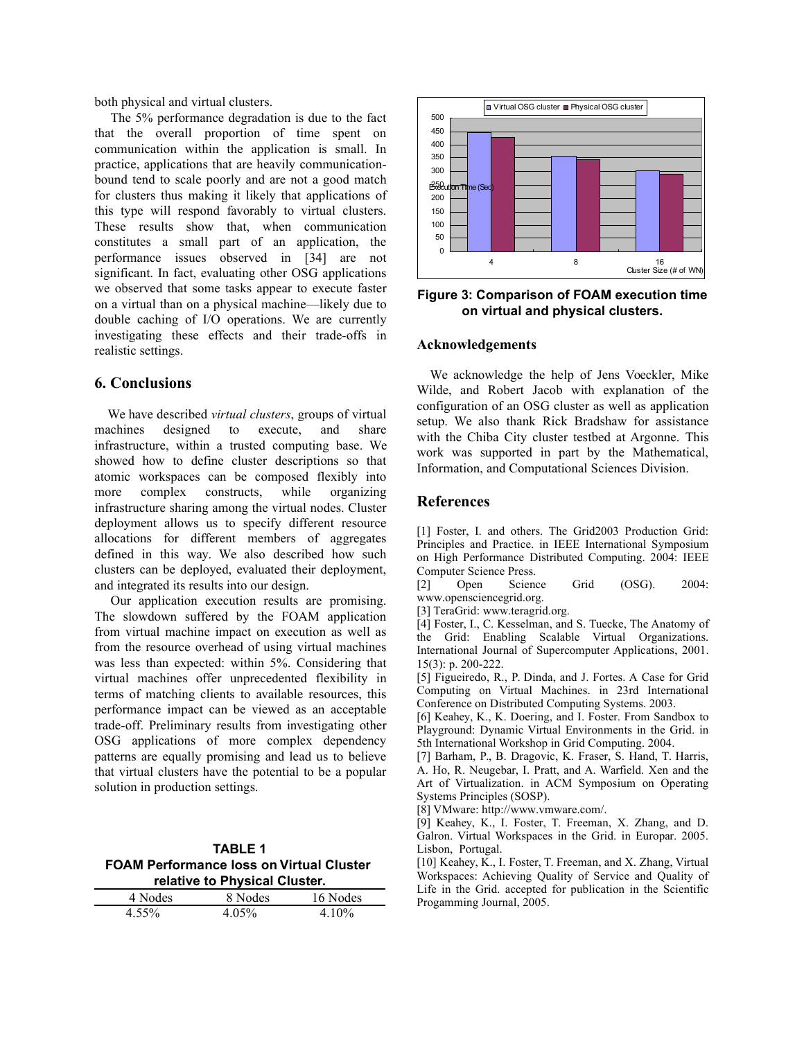both physical and virtual clusters.

The 5% performance degradation is due to the fact that the overall proportion of time spent on communication within the application is small. In practice, applications that are heavily communication-bound tend to scale poorly and are not a good match for clusters thus making it likely that applications of this type will respond favorably to virtual clusters. These results show that, when communication constitutes a small part of an application, the performance issues observed in [34] are not significant. In fact, evaluating other OSG applications we observed that some tasks appear to execute faster on a virtual than on a physical machine—likely due to double caching of I/O operations. We are currently investigating these effects and their trade-offs in realistic settings.

## 6. Conclusions

We have described *virtual clusters*, groups of virtual machines designed to execute, and share infrastructure, within a trusted computing base. We showed how to define cluster descriptions so that atomic workspaces can be composed flexibly into more complex constructs, while organizing infrastructure sharing among the virtual nodes. Cluster deployment allows us to specify different resource allocations for different members of aggregates defined in this way. We also described how such clusters can be deployed, evaluated their deployment, and integrated its results into our design.

Our application execution results are promising. The slowdown suffered by the FOAM application from virtual machine impact on execution as well as from the resource overhead of using virtual machines was less than expected: within 5%. Considering that virtual machines offer unprecedented flexibility in terms of matching clients to available resources, this performance impact can be viewed as an acceptable trade-off. Preliminary results from investigating other OSG applications of more complex dependency patterns are equally promising and lead us to believe that virtual clusters have the potential to be a popular solution in production settings.

**TABLE 1**
**FOAM Performance loss on Virtual Cluster relative to Physical Cluster.**

| 4 Nodes | 8 Nodes | 16 Nodes |
|---|---|---|
| 4.55% | 4.05% | 4.10% |

**Figure 3: Comparison of FOAM execution time on virtual and physical clusters.**

## Acknowledgements

We acknowledge the help of Jens Voeckler, Mike Wilde, and Robert Jacob with explanation of the configuration of an OSG cluster as well as application setup. We also thank Rick Bradshaw for assistance with the Chiba City cluster testbed at Argonne. This work was supported in part by the Mathematical, Information, and Computational Sciences Division.

## References

[1] Foster, I. and others. The Grid2003 Production Grid: Principles and Practice. in IEEE International Symposium on High Performance Distributed Computing. 2004: IEEE Computer Science Press.

[2] Open Science Grid (OSG). 2004: www.opensciencegrid.org.

[3] TeraGrid: www.teragrid.org.

[4] Foster, I., C. Kesselman, and S. Tuecke, The Anatomy of the Grid: Enabling Scalable Virtual Organizations. International Journal of Supercomputer Applications, 2001. 15(3): p. 200-222.

[5] Figueiredo, R., P. Dinda, and J. Fortes. A Case for Grid Computing on Virtual Machines. in 23rd International Conference on Distributed Computing Systems. 2003.

[6] Keahey, K., K. Doering, and I. Foster. From Sandbox to Playground: Dynamic Virtual Environments in the Grid. in 5th International Workshop in Grid Computing. 2004.

[7] Barham, P., B. Dragovic, K. Fraser, S. Hand, T. Harris, A. Ho, R. Neugebar, I. Pratt, and A. Warfield. Xen and the Art of Virtualization. in ACM Symposium on Operating Systems Principles (SOSP).

[8] VMware: http://www.vmware.com/.

[9] Keahey, K., I. Foster, T. Freeman, X. Zhang, and D. Galron. Virtual Workspaces in the Grid. in Europar. 2005. Lisbon, Portugal.

[10] Keahey, K., I. Foster, T. Freeman, and X. Zhang, Virtual Workspaces: Achieving Quality of Service and Quality of Life in the Grid. accepted for publication in the Scientific Progamming Journal, 2005.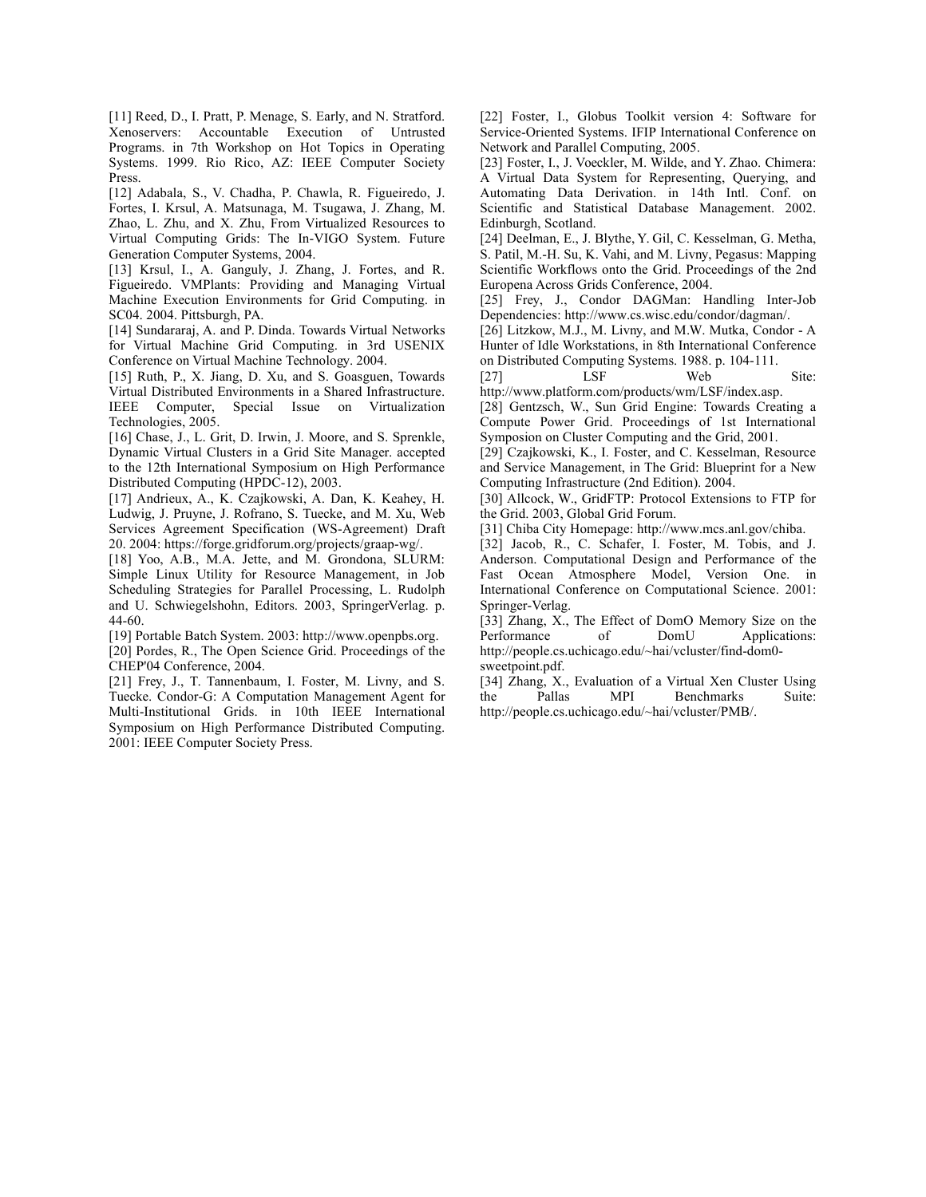[11] Reed, D., I. Pratt, P. Menage, S. Early, and N. Stratford. Xenoservers: Accountable Execution of Untrusted Programs. in 7th Workshop on Hot Topics in Operating Systems. 1999. Rio Rico, AZ: IEEE Computer Society Press.

[12] Adabala, S., V. Chadha, P. Chawla, R. Figueiredo, J. Fortes, I. Krsul, A. Matsunaga, M. Tsugawa, J. Zhang, M. Zhao, L. Zhu, and X. Zhu, From Virtualized Resources to Virtual Computing Grids: The In-VIGO System. Future Generation Computer Systems, 2004.

[13] Krsul, I., A. Ganguly, J. Zhang, J. Fortes, and R. Figueiredo. VMPlants: Providing and Managing Virtual Machine Execution Environments for Grid Computing. in SC04. 2004. Pittsburgh, PA.

[14] Sundararaj, A. and P. Dinda. Towards Virtual Networks for Virtual Machine Grid Computing. in 3rd USENIX Conference on Virtual Machine Technology. 2004.

[15] Ruth, P., X. Jiang, D. Xu, and S. Goasguen, Towards Virtual Distributed Environments in a Shared Infrastructure. IEEE Computer, Special Issue on Virtualization Technologies, 2005.

[16] Chase, J., L. Grit, D. Irwin, J. Moore, and S. Sprenkle, Dynamic Virtual Clusters in a Grid Site Manager. accepted to the 12th International Symposium on High Performance Distributed Computing (HPDC-12), 2003.

[17] Andrieux, A., K. Czajkowski, A. Dan, K. Keahey, H. Ludwig, J. Pruyne, J. Rofrano, S. Tuecke, and M. Xu, Web Services Agreement Specification (WS-Agreement) Draft 20. 2004: https://forge.gridforum.org/projects/graap-wg/.

[18] Yoo, A.B., M.A. Jette, and M. Grondona, SLURM: Simple Linux Utility for Resource Management, in Job Scheduling Strategies for Parallel Processing, L. Rudolph and U. Schwiegelshohn, Editors. 2003, SpringerVerlag. p. 44-60.

[19] Portable Batch System. 2003: http://www.openpbs.org.

[20] Pordes, R., The Open Science Grid. Proceedings of the CHEP'04 Conference, 2004.

[21] Frey, J., T. Tannenbaum, I. Foster, M. Livny, and S. Tuecke. Condor-G: A Computation Management Agent for Multi-Institutional Grids. in 10th IEEE International Symposium on High Performance Distributed Computing. 2001: IEEE Computer Society Press.

[22] Foster, I., Globus Toolkit version 4: Software for Service-Oriented Systems. IFIP International Conference on Network and Parallel Computing, 2005.

[23] Foster, I., J. Voeckler, M. Wilde, and Y. Zhao. Chimera: A Virtual Data System for Representing, Querying, and Automating Data Derivation. in 14th Intl. Conf. on Scientific and Statistical Database Management. 2002. Edinburgh, Scotland.

[24] Deelman, E., J. Blythe, Y. Gil, C. Kesselman, G. Metha, S. Patil, M.-H. Su, K. Vahi, and M. Livny, Pegasus: Mapping Scientific Workflows onto the Grid. Proceedings of the 2nd Europena Across Grids Conference, 2004.

[25] Frey, J., Condor DAGMan: Handling Inter-Job Dependencies: http://www.cs.wisc.edu/condor/dagman/.

[26] Litzkow, M.J., M. Livny, and M.W. Mutka, Condor - A Hunter of Idle Workstations, in 8th International Conference on Distributed Computing Systems. 1988. p. 104-111.

[27] LSF Web Site: http://www.platform.com/products/wm/LSF/index.asp.

[28] Gentzsch, W., Sun Grid Engine: Towards Creating a Compute Power Grid. Proceedings of 1st International Symposion on Cluster Computing and the Grid, 2001.

[29] Czajkowski, K., I. Foster, and C. Kesselman, Resource and Service Management, in The Grid: Blueprint for a New Computing Infrastructure (2nd Edition). 2004.

[30] Allcock, W., GridFTP: Protocol Extensions to FTP for the Grid. 2003, Global Grid Forum.

[31] Chiba City Homepage: http://www.mcs.anl.gov/chiba.

[32] Jacob, R., C. Schafer, I. Foster, M. Tobis, and J. Anderson. Computational Design and Performance of the Fast Ocean Atmosphere Model, Version One. in International Conference on Computational Science. 2001: Springer-Verlag.

[33] Zhang, X., The Effect of DomO Memory Size on the Performance of DomU Applications: http://people.cs.uchicago.edu/~hai/vcluster/find-dom0-sweetpoint.pdf.

[34] Zhang, X., Evaluation of a Virtual Xen Cluster Using the Pallas MPI Benchmarks Suite: http://people.cs.uchicago.edu/~hai/vcluster/PMB/.